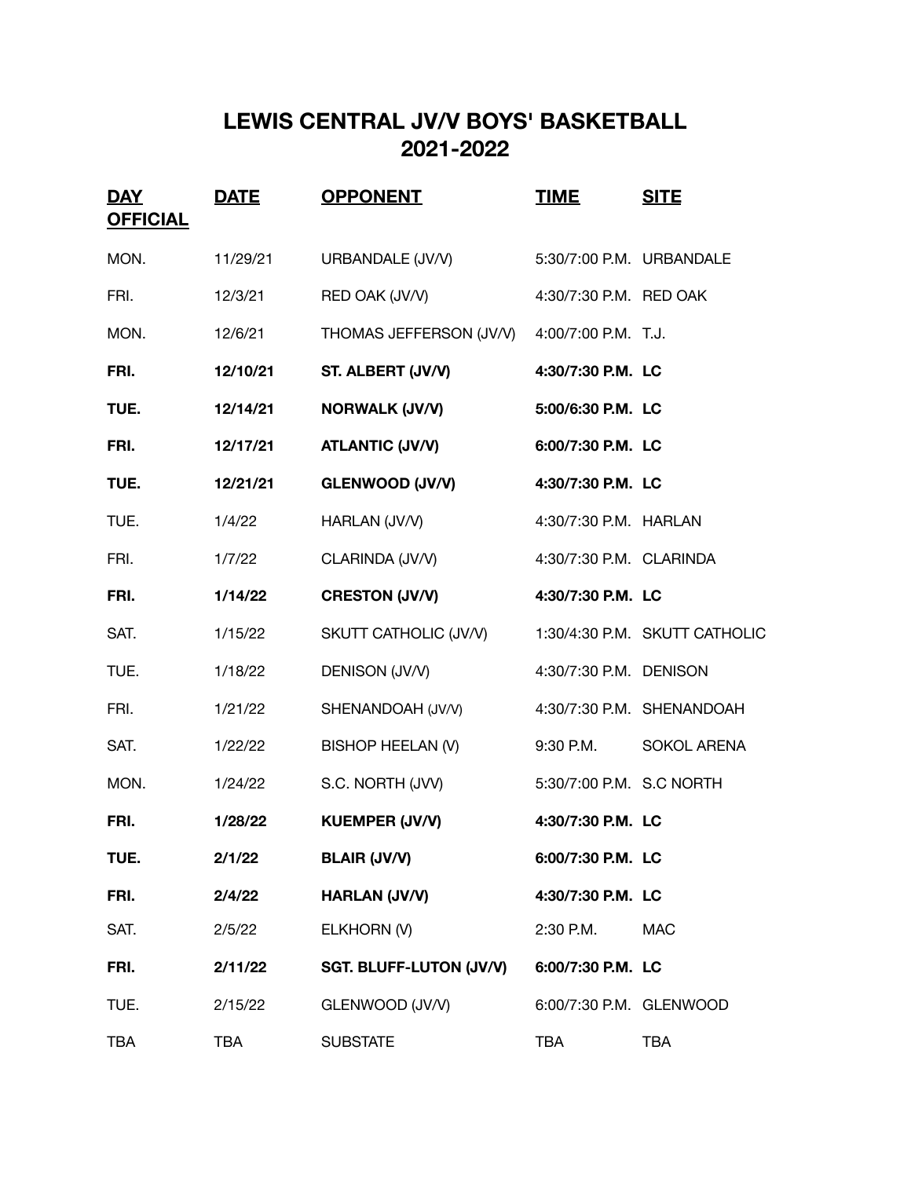# LEWIS CENTRAL JV/V BOYS' BASKETBALL
# 2021-2022

| DAY OFFICIAL | DATE | OPPONENT | TIME | SITE |
|---|---|---|---|---|
| MON. | 11/29/21 | URBANDALE (JV/V) | 5:30/7:00 P.M. | URBANDALE |
| FRI. | 12/3/21 | RED OAK (JV/V) | 4:30/7:30 P.M. | RED OAK |
| MON. | 12/6/21 | THOMAS JEFFERSON (JV/V) | 4:00/7:00 P.M. | T.J. |
| **FRI.** | **12/10/21** | **ST. ALBERT (JV/V)** | **4:30/7:30 P.M.** | **LC** |
| **TUE.** | **12/14/21** | **NORWALK (JV/V)** | **5:00/6:30 P.M.** | **LC** |
| **FRI.** | **12/17/21** | **ATLANTIC (JV/V)** | **6:00/7:30 P.M.** | **LC** |
| **TUE.** | **12/21/21** | **GLENWOOD (JV/V)** | **4:30/7:30 P.M.** | **LC** |
| TUE. | 1/4/22 | HARLAN (JV/V) | 4:30/7:30 P.M. | HARLAN |
| FRI. | 1/7/22 | CLARINDA (JV/V) | 4:30/7:30 P.M. | CLARINDA |
| **FRI.** | **1/14/22** | **CRESTON (JV/V)** | **4:30/7:30 P.M.** | **LC** |
| SAT. | 1/15/22 | SKUTT CATHOLIC (JV/V) | 1:30/4:30 P.M. | SKUTT CATHOLIC |
| TUE. | 1/18/22 | DENISON (JV/V) | 4:30/7:30 P.M. | DENISON |
| FRI. | 1/21/22 | SHENANDOAH (JV/V) | 4:30/7:30 P.M. | SHENANDOAH |
| SAT. | 1/22/22 | BISHOP HEELAN (V) | 9:30 P.M. | SOKOL ARENA |
| MON. | 1/24/22 | S.C. NORTH (JVV) | 5:30/7:00 P.M. | S.C NORTH |
| **FRI.** | **1/28/22** | **KUEMPER (JV/V)** | **4:30/7:30 P.M.** | **LC** |
| **TUE.** | **2/1/22** | **BLAIR (JV/V)** | **6:00/7:30 P.M.** | **LC** |
| **FRI.** | **2/4/22** | **HARLAN (JV/V)** | **4:30/7:30 P.M.** | **LC** |
| SAT. | 2/5/22 | ELKHORN (V) | 2:30 P.M. | MAC |
| **FRI.** | **2/11/22** | **SGT. BLUFF-LUTON (JV/V)** | **6:00/7:30 P.M.** | **LC** |
| TUE. | 2/15/22 | GLENWOOD (JV/V) | 6:00/7:30 P.M. | GLENWOOD |
| TBA | TBA | SUBSTATE | TBA | TBA |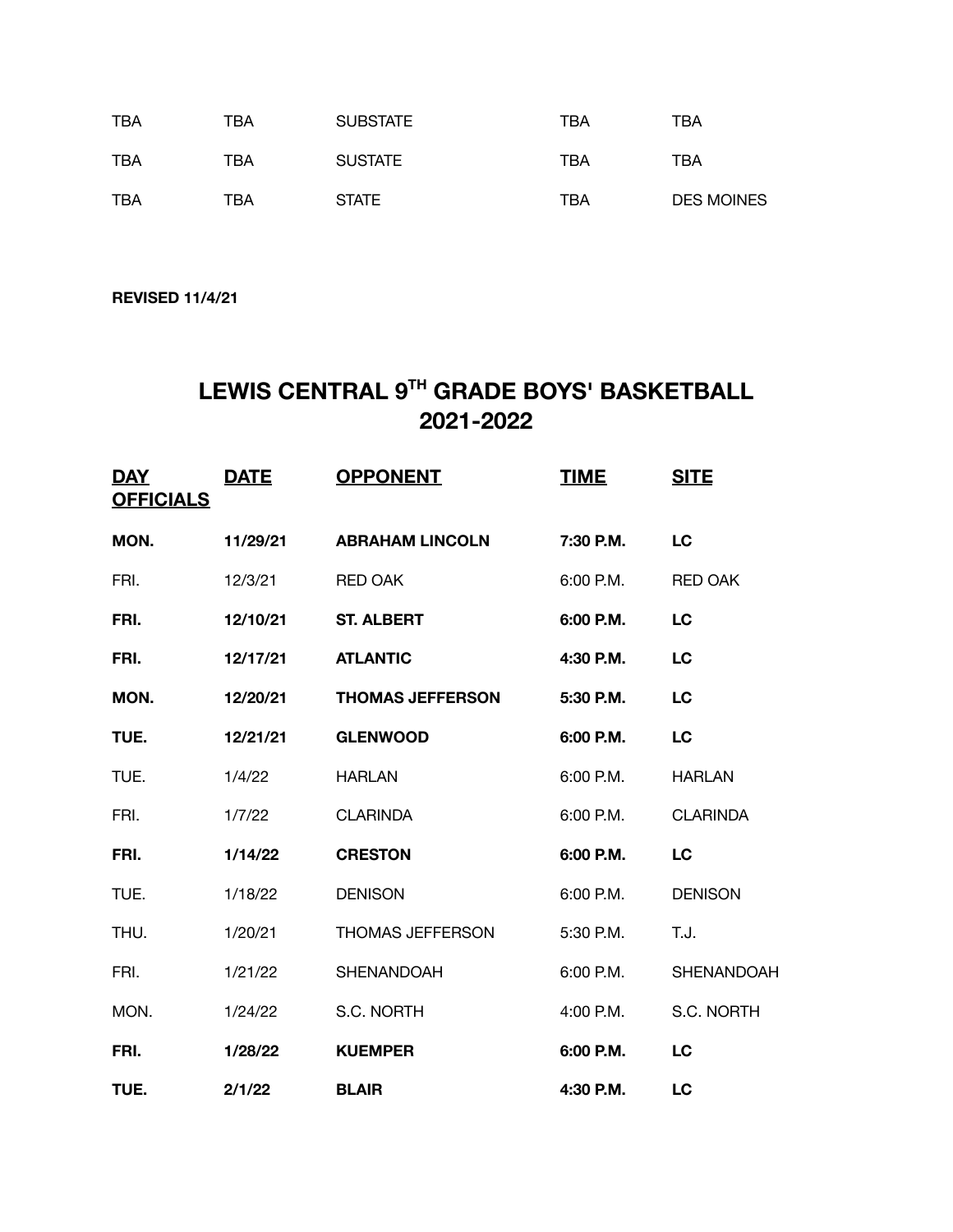| | | | | |
|---|---|---|---|---|
| TBA | TBA | SUBSTATE | TBA | TBA |
| TBA | TBA | SUSTATE | TBA | TBA |
| TBA | TBA | STATE | TBA | DES MOINES |

**REVISED 11/4/21**

# LEWIS CENTRAL 9TH GRADE BOYS' BASKETBALL 2021-2022

| DAY OFFICIALS | DATE | OPPONENT | TIME | SITE |
|---|---|---|---|---|
| **MON.** | **11/29/21** | **ABRAHAM LINCOLN** | **7:30 P.M.** | **LC** |
| FRI. | 12/3/21 | RED OAK | 6:00 P.M. | RED OAK |
| **FRI.** | **12/10/21** | **ST. ALBERT** | **6:00 P.M.** | **LC** |
| **FRI.** | **12/17/21** | **ATLANTIC** | **4:30 P.M.** | **LC** |
| **MON.** | **12/20/21** | **THOMAS JEFFERSON** | **5:30 P.M.** | **LC** |
| **TUE.** | **12/21/21** | **GLENWOOD** | **6:00 P.M.** | **LC** |
| TUE. | 1/4/22 | HARLAN | 6:00 P.M. | HARLAN |
| FRI. | 1/7/22 | CLARINDA | 6:00 P.M. | CLARINDA |
| **FRI.** | **1/14/22** | **CRESTON** | **6:00 P.M.** | **LC** |
| TUE. | 1/18/22 | DENISON | 6:00 P.M. | DENISON |
| THU. | 1/20/21 | THOMAS JEFFERSON | 5:30 P.M. | T.J. |
| FRI. | 1/21/22 | SHENANDOAH | 6:00 P.M. | SHENANDOAH |
| MON. | 1/24/22 | S.C. NORTH | 4:00 P.M. | S.C. NORTH |
| **FRI.** | **1/28/22** | **KUEMPER** | **6:00 P.M.** | **LC** |
| **TUE.** | **2/1/22** | **BLAIR** | **4:30 P.M.** | **LC** |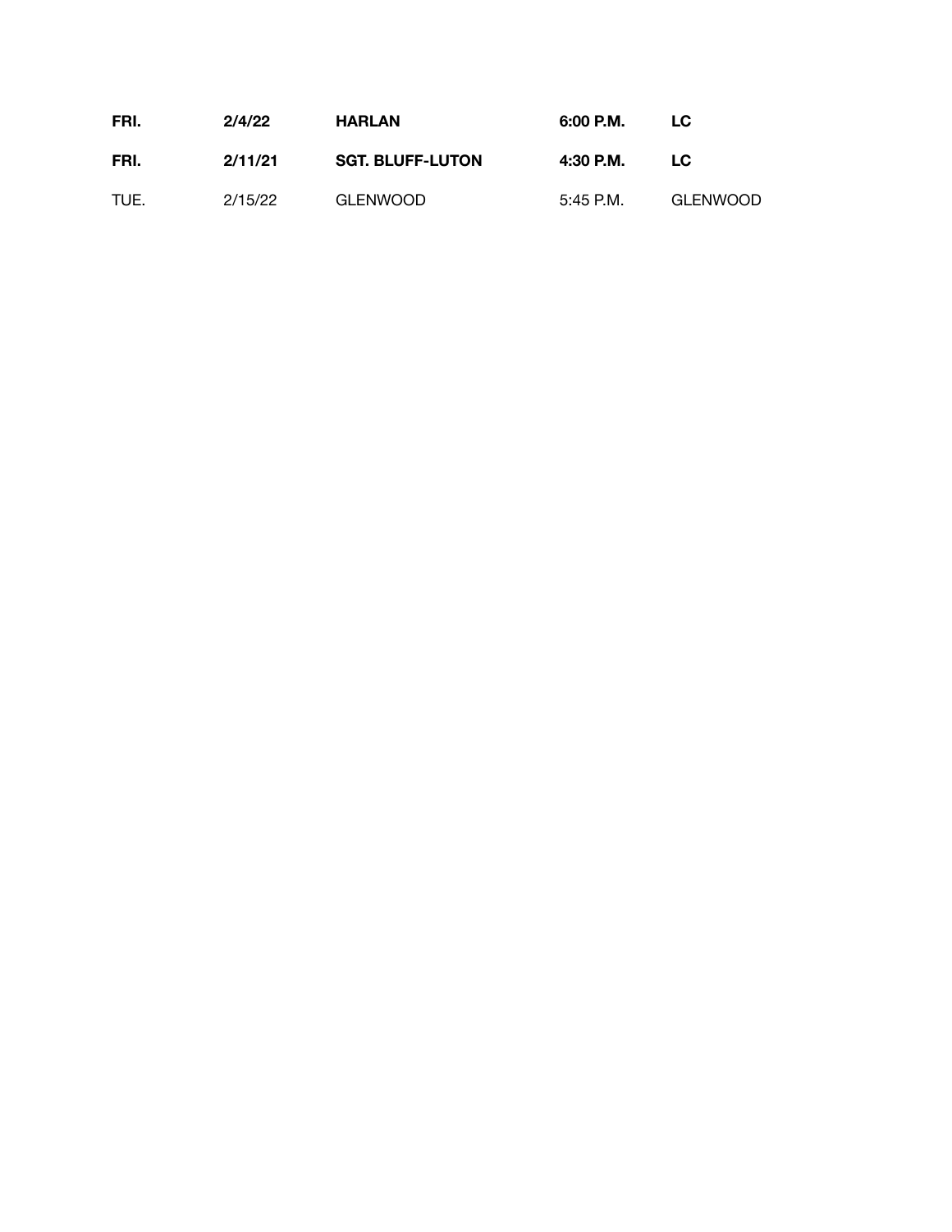| | | | | |
|---|---|---|---|---|
| **FRI.** | **2/4/22** | **HARLAN** | **6:00 P.M.** | **LC** |
| **FRI.** | **2/11/21** | **SGT. BLUFF-LUTON** | **4:30 P.M.** | **LC** |
| TUE. | 2/15/22 | GLENWOOD | 5:45 P.M. | GLENWOOD |